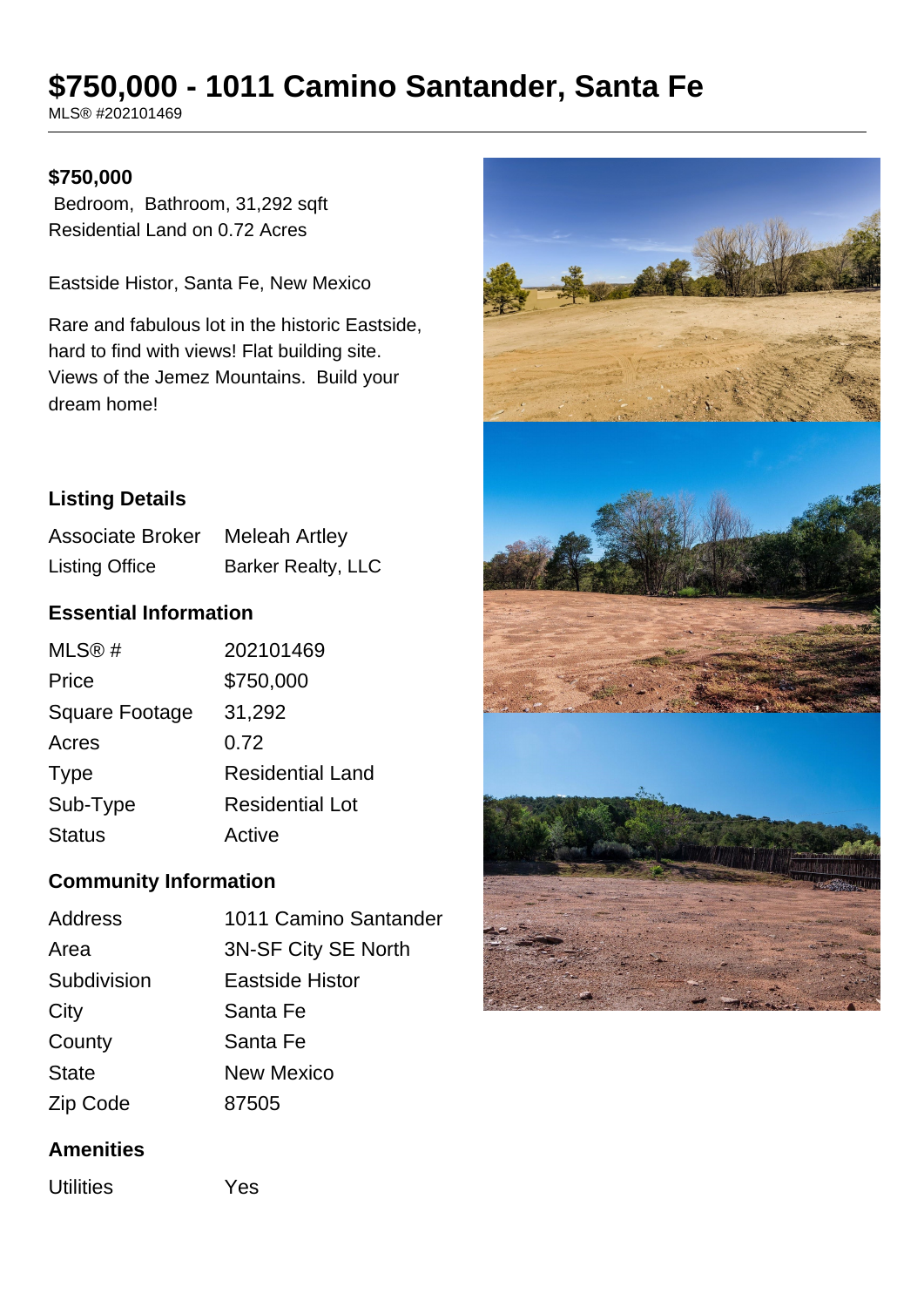# $750,000 - 1011 Camino Santander, Santa Fe

MLS® #202101469

**$750,000**

Bedroom, Bathroom, 31,292 sqft
Residential Land on 0.72 Acres

Eastside Histor, Santa Fe, New Mexico

Rare and fabulous lot in the historic Eastside, hard to find with views! Flat building site. Views of the Jemez Mountains. Build your dream home!

### Listing Details

| | |
|---|---|
| Associate Broker | Meleah Artley |
| Listing Office | Barker Realty, LLC |

### Essential Information

| | |
|---|---|
| MLS® # | 202101469 |
| Price | $750,000 |
| Square Footage | 31,292 |
| Acres | 0.72 |
| Type | Residential Land |
| Sub-Type | Residential Lot |
| Status | Active |

### Community Information

| | |
|---|---|
| Address | 1011 Camino Santander |
| Area | 3N-SF City SE North |
| Subdivision | Eastside Histor |
| City | Santa Fe |
| County | Santa Fe |
| State | New Mexico |
| Zip Code | 87505 |

### Amenities

| | |
|---|---|
| Utilities | Yes |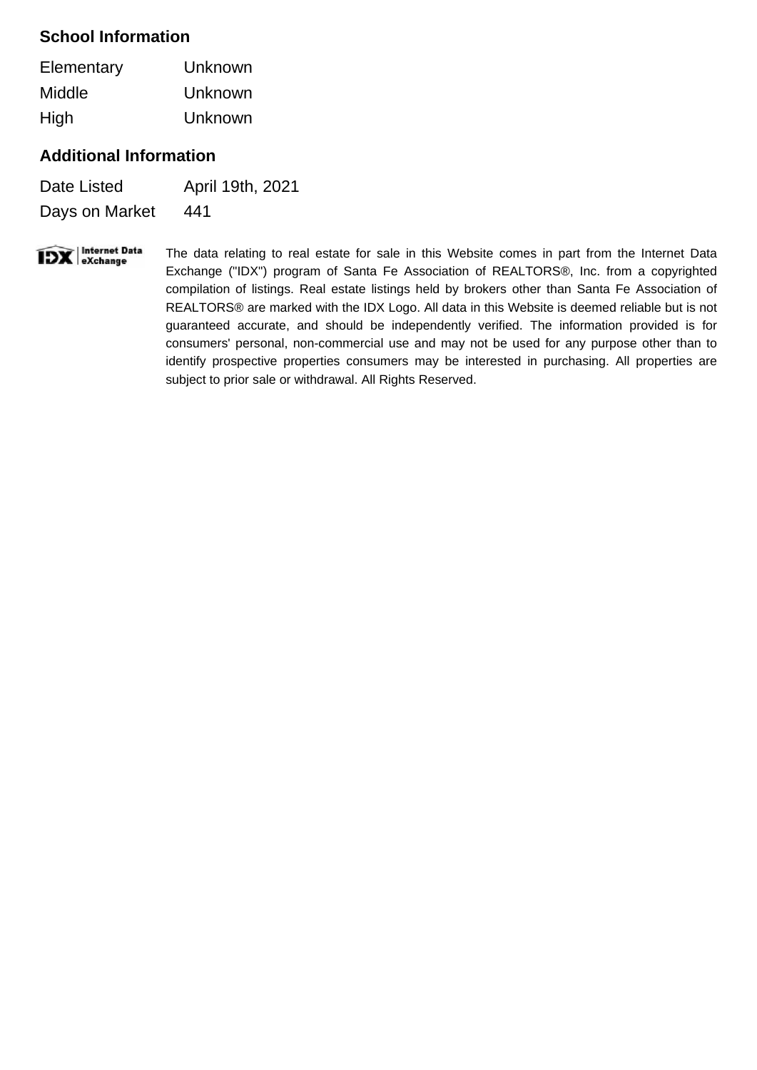## School Information

| | |
|---|---|
| Elementary | Unknown |
| Middle | Unknown |
| High | Unknown |

## Additional Information

| | |
|---|---|
| Date Listed | April 19th, 2021 |
| Days on Market | 441 |

The data relating to real estate for sale in this Website comes in part from the Internet Data Exchange ("IDX") program of Santa Fe Association of REALTORS®, Inc. from a copyrighted compilation of listings. Real estate listings held by brokers other than Santa Fe Association of REALTORS® are marked with the IDX Logo. All data in this Website is deemed reliable but is not guaranteed accurate, and should be independently verified. The information provided is for consumers' personal, non-commercial use and may not be used for any purpose other than to identify prospective properties consumers may be interested in purchasing. All properties are subject to prior sale or withdrawal. All Rights Reserved.